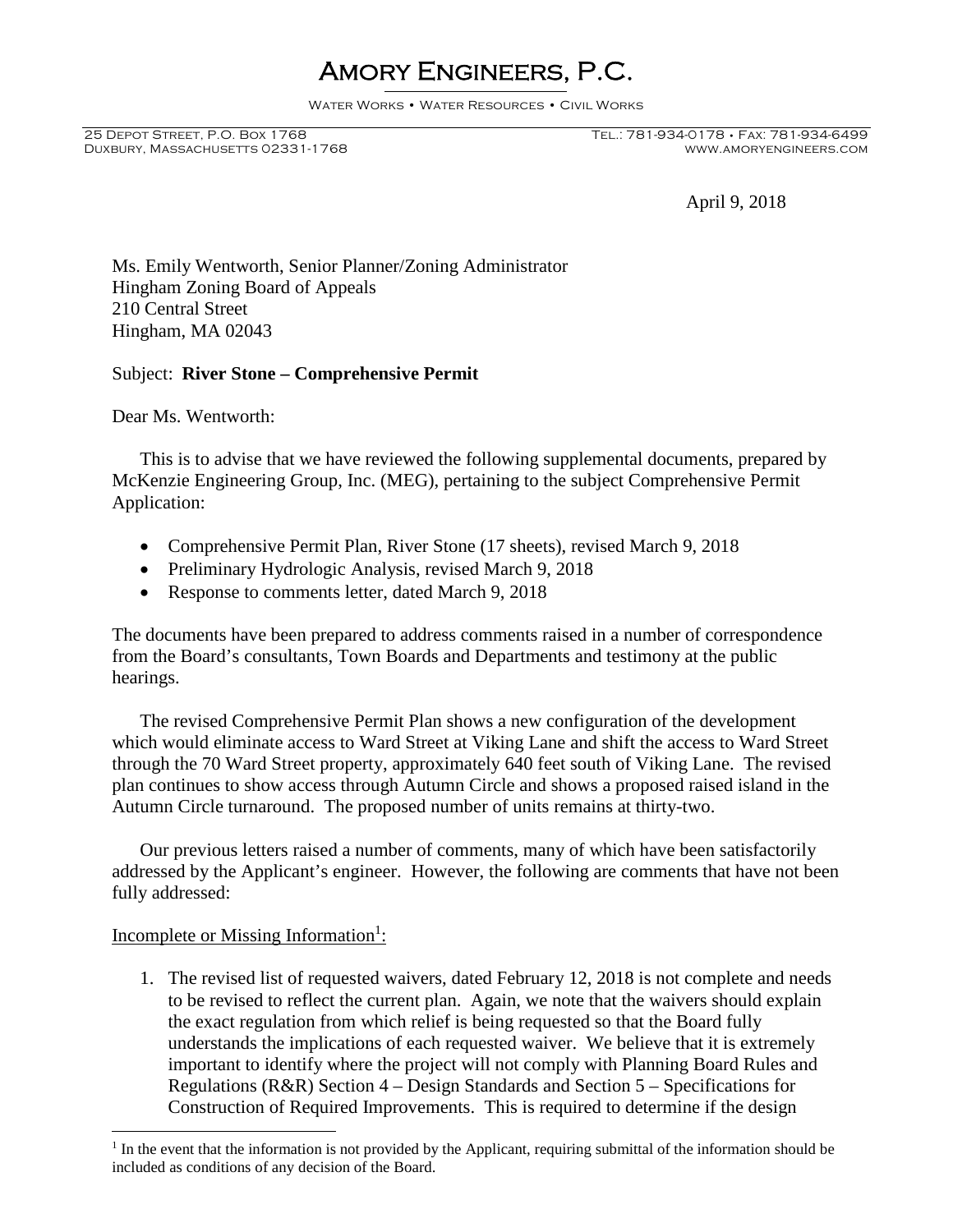# Amory Engineers, P.C.

Water Works • Water Resources • Civil Works

25 Depot Street, P.O. Box 1768
Duxbury, Massachusetts 02331-1768

Tel.: 781-934-0178 • Fax: 781-934-6499
www.amoryengineers.com

April 9, 2018

Ms. Emily Wentworth, Senior Planner/Zoning Administrator
Hingham Zoning Board of Appeals
210 Central Street
Hingham, MA 02043

Subject: **River Stone – Comprehensive Permit**

Dear Ms. Wentworth:

This is to advise that we have reviewed the following supplemental documents, prepared by McKenzie Engineering Group, Inc. (MEG), pertaining to the subject Comprehensive Permit Application:

- Comprehensive Permit Plan, River Stone (17 sheets), revised March 9, 2018
- Preliminary Hydrologic Analysis, revised March 9, 2018
- Response to comments letter, dated March 9, 2018

The documents have been prepared to address comments raised in a number of correspondence from the Board's consultants, Town Boards and Departments and testimony at the public hearings.

The revised Comprehensive Permit Plan shows a new configuration of the development which would eliminate access to Ward Street at Viking Lane and shift the access to Ward Street through the 70 Ward Street property, approximately 640 feet south of Viking Lane. The revised plan continues to show access through Autumn Circle and shows a proposed raised island in the Autumn Circle turnaround. The proposed number of units remains at thirty-two.

Our previous letters raised a number of comments, many of which have been satisfactorily addressed by the Applicant's engineer. However, the following are comments that have not been fully addressed:

Incomplete or Missing Information[1]:

1. The revised list of requested waivers, dated February 12, 2018 is not complete and needs to be revised to reflect the current plan. Again, we note that the waivers should explain the exact regulation from which relief is being requested so that the Board fully understands the implications of each requested waiver. We believe that it is extremely important to identify where the project will not comply with Planning Board Rules and Regulations (R&R) Section 4 – Design Standards and Section 5 – Specifications for Construction of Required Improvements. This is required to determine if the design

[1] In the event that the information is not provided by the Applicant, requiring submittal of the information should be included as conditions of any decision of the Board.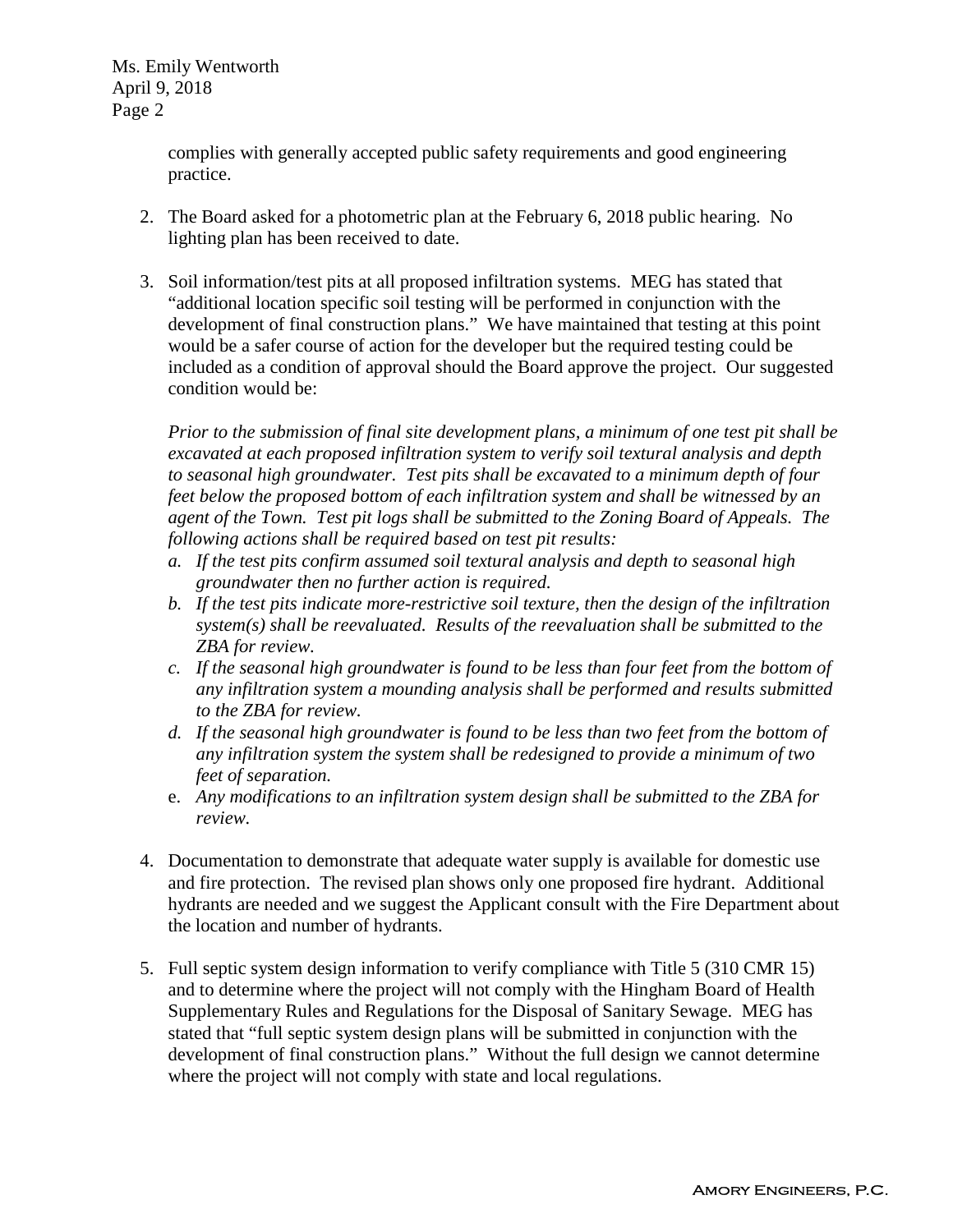complies with generally accepted public safety requirements and good engineering practice.

2. The Board asked for a photometric plan at the February 6, 2018 public hearing. No lighting plan has been received to date.

3. Soil information/test pits at all proposed infiltration systems. MEG has stated that "additional location specific soil testing will be performed in conjunction with the development of final construction plans." We have maintained that testing at this point would be a safer course of action for the developer but the required testing could be included as a condition of approval should the Board approve the project. Our suggested condition would be:

   *Prior to the submission of final site development plans, a minimum of one test pit shall be excavated at each proposed infiltration system to verify soil textural analysis and depth to seasonal high groundwater. Test pits shall be excavated to a minimum depth of four feet below the proposed bottom of each infiltration system and shall be witnessed by an agent of the Town. Test pit logs shall be submitted to the Zoning Board of Appeals. The following actions shall be required based on test pit results:*

   a. *If the test pits confirm assumed soil textural analysis and depth to seasonal high groundwater then no further action is required.*
   b. *If the test pits indicate more-restrictive soil texture, then the design of the infiltration system(s) shall be reevaluated. Results of the reevaluation shall be submitted to the ZBA for review.*
   c. *If the seasonal high groundwater is found to be less than four feet from the bottom of any infiltration system a mounding analysis shall be performed and results submitted to the ZBA for review.*
   d. *If the seasonal high groundwater is found to be less than two feet from the bottom of any infiltration system the system shall be redesigned to provide a minimum of two feet of separation.*
   e. *Any modifications to an infiltration system design shall be submitted to the ZBA for review.*

4. Documentation to demonstrate that adequate water supply is available for domestic use and fire protection. The revised plan shows only one proposed fire hydrant. Additional hydrants are needed and we suggest the Applicant consult with the Fire Department about the location and number of hydrants.

5. Full septic system design information to verify compliance with Title 5 (310 CMR 15) and to determine where the project will not comply with the Hingham Board of Health Supplementary Rules and Regulations for the Disposal of Sanitary Sewage. MEG has stated that "full septic system design plans will be submitted in conjunction with the development of final construction plans." Without the full design we cannot determine where the project will not comply with state and local regulations.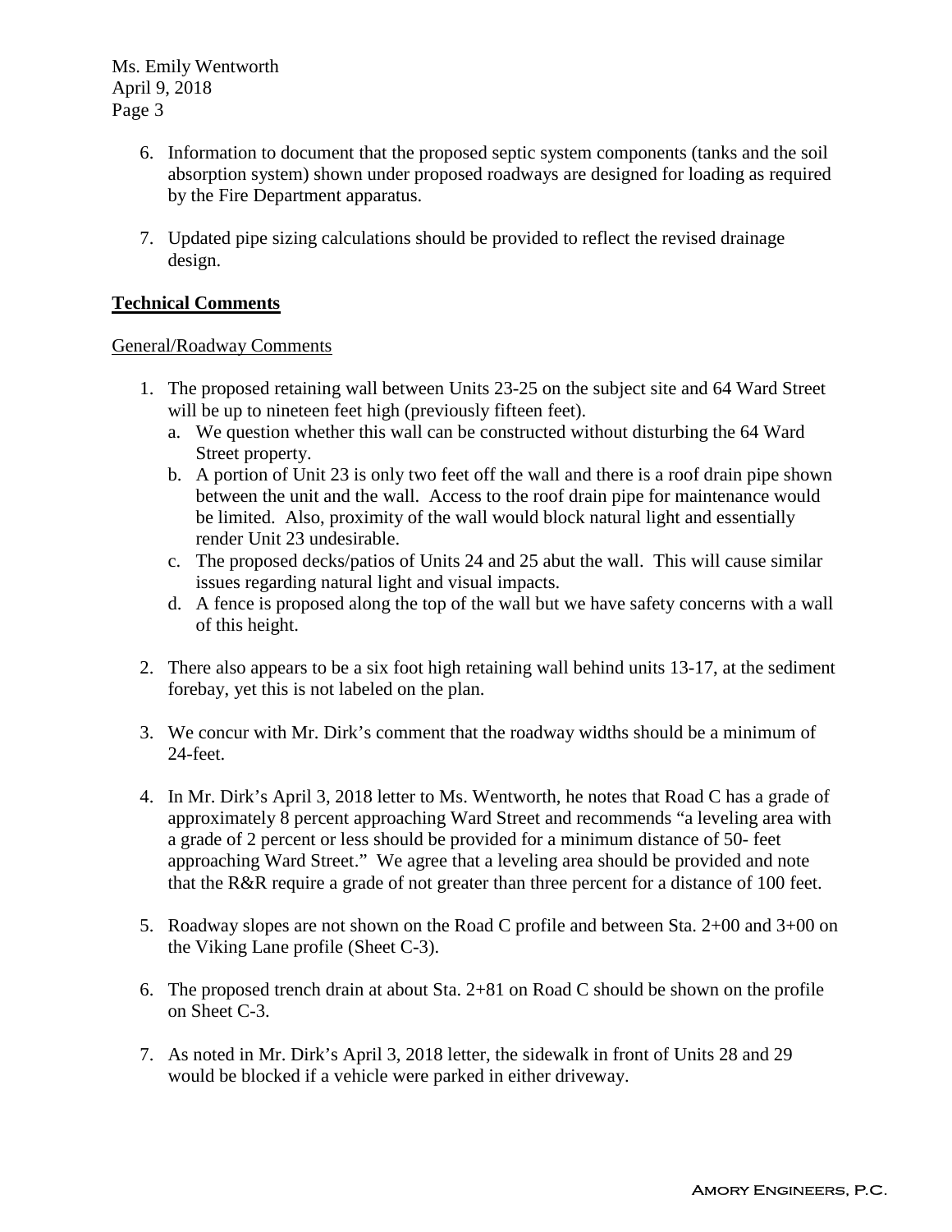6. Information to document that the proposed septic system components (tanks and the soil absorption system) shown under proposed roadways are designed for loading as required by the Fire Department apparatus.

7. Updated pipe sizing calculations should be provided to reflect the revised drainage design.

## **Technical Comments**

General/Roadway Comments

1. The proposed retaining wall between Units 23-25 on the subject site and 64 Ward Street will be up to nineteen feet high (previously fifteen feet).
   a. We question whether this wall can be constructed without disturbing the 64 Ward Street property.
   b. A portion of Unit 23 is only two feet off the wall and there is a roof drain pipe shown between the unit and the wall. Access to the roof drain pipe for maintenance would be limited. Also, proximity of the wall would block natural light and essentially render Unit 23 undesirable.
   c. The proposed decks/patios of Units 24 and 25 abut the wall. This will cause similar issues regarding natural light and visual impacts.
   d. A fence is proposed along the top of the wall but we have safety concerns with a wall of this height.

2. There also appears to be a six foot high retaining wall behind units 13-17, at the sediment forebay, yet this is not labeled on the plan.

3. We concur with Mr. Dirk's comment that the roadway widths should be a minimum of 24-feet.

4. In Mr. Dirk's April 3, 2018 letter to Ms. Wentworth, he notes that Road C has a grade of approximately 8 percent approaching Ward Street and recommends "a leveling area with a grade of 2 percent or less should be provided for a minimum distance of 50- feet approaching Ward Street." We agree that a leveling area should be provided and note that the R&R require a grade of not greater than three percent for a distance of 100 feet.

5. Roadway slopes are not shown on the Road C profile and between Sta. 2+00 and 3+00 on the Viking Lane profile (Sheet C-3).

6. The proposed trench drain at about Sta. 2+81 on Road C should be shown on the profile on Sheet C-3.

7. As noted in Mr. Dirk's April 3, 2018 letter, the sidewalk in front of Units 28 and 29 would be blocked if a vehicle were parked in either driveway.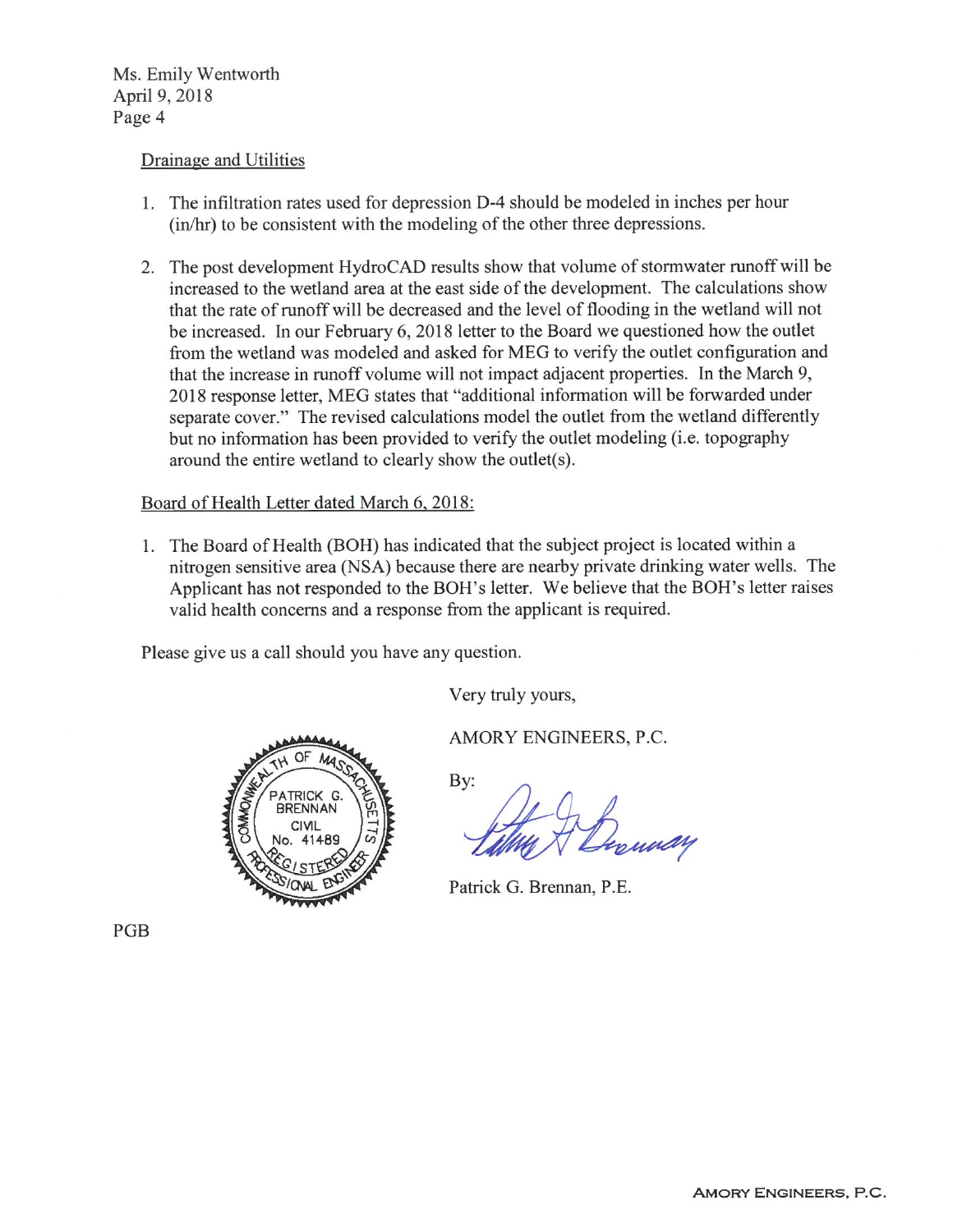Ms. Emily Wentworth
April 9, 2018
Page 4

Drainage and Utilities

1. The infiltration rates used for depression D-4 should be modeled in inches per hour (in/hr) to be consistent with the modeling of the other three depressions.

2. The post development HydroCAD results show that volume of stormwater runoff will be increased to the wetland area at the east side of the development. The calculations show that the rate of runoff will be decreased and the level of flooding in the wetland will not be increased. In our February 6, 2018 letter to the Board we questioned how the outlet from the wetland was modeled and asked for MEG to verify the outlet configuration and that the increase in runoff volume will not impact adjacent properties. In the March 9, 2018 response letter, MEG states that "additional information will be forwarded under separate cover." The revised calculations model the outlet from the wetland differently but no information has been provided to verify the outlet modeling (i.e. topography around the entire wetland to clearly show the outlet(s).

Board of Health Letter dated March 6, 2018:

1. The Board of Health (BOH) has indicated that the subject project is located within a nitrogen sensitive area (NSA) because there are nearby private drinking water wells. The Applicant has not responded to the BOH's letter. We believe that the BOH's letter raises valid health concerns and a response from the applicant is required.

Please give us a call should you have any question.

Very truly yours,

AMORY ENGINEERS, P.C.

By:

COMMONWEALTH OF MASSACHUSETTS
PATRICK G. BRENNAN
CIVIL
No. 41489
REGISTERED
PROFESSIONAL ENGINEER

Patrick G. Brennan, P.E.

PGB